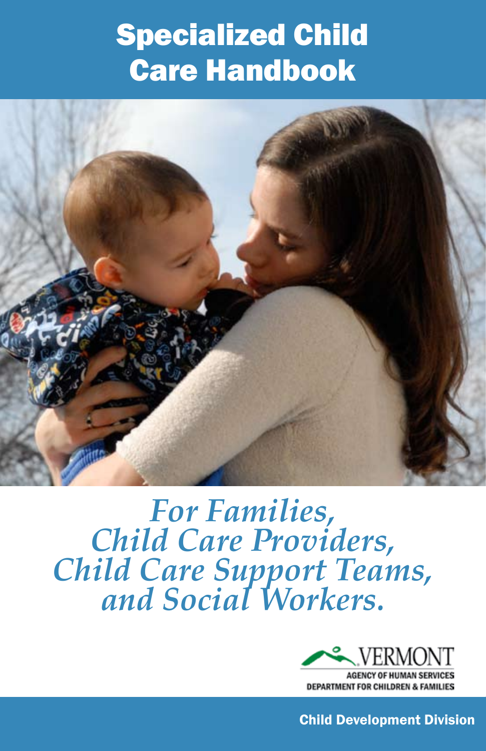# Specialized Child Care Handbook

*For Families, Child Care Providers, Child Care Support Teams, and Social Workers.*

VERMONT
AGENCY OF HUMAN SERVICES
DEPARTMENT FOR CHILDREN & FAMILIES

**Child Development Division**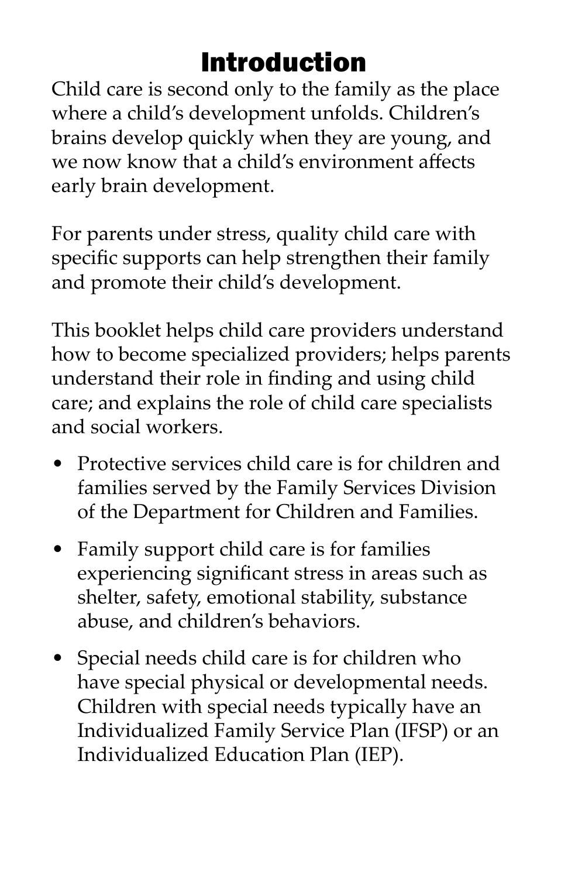# Introduction

Child care is second only to the family as the place where a child's development unfolds. Children's brains develop quickly when they are young, and we now know that a child's environment affects early brain development.

For parents under stress, quality child care with specific supports can help strengthen their family and promote their child's development.

This booklet helps child care providers understand how to become specialized providers; helps parents understand their role in finding and using child care; and explains the role of child care specialists and social workers.

- Protective services child care is for children and families served by the Family Services Division of the Department for Children and Families.
- Family support child care is for families experiencing significant stress in areas such as shelter, safety, emotional stability, substance abuse, and children's behaviors.
- Special needs child care is for children who have special physical or developmental needs. Children with special needs typically have an Individualized Family Service Plan (IFSP) or an Individualized Education Plan (IEP).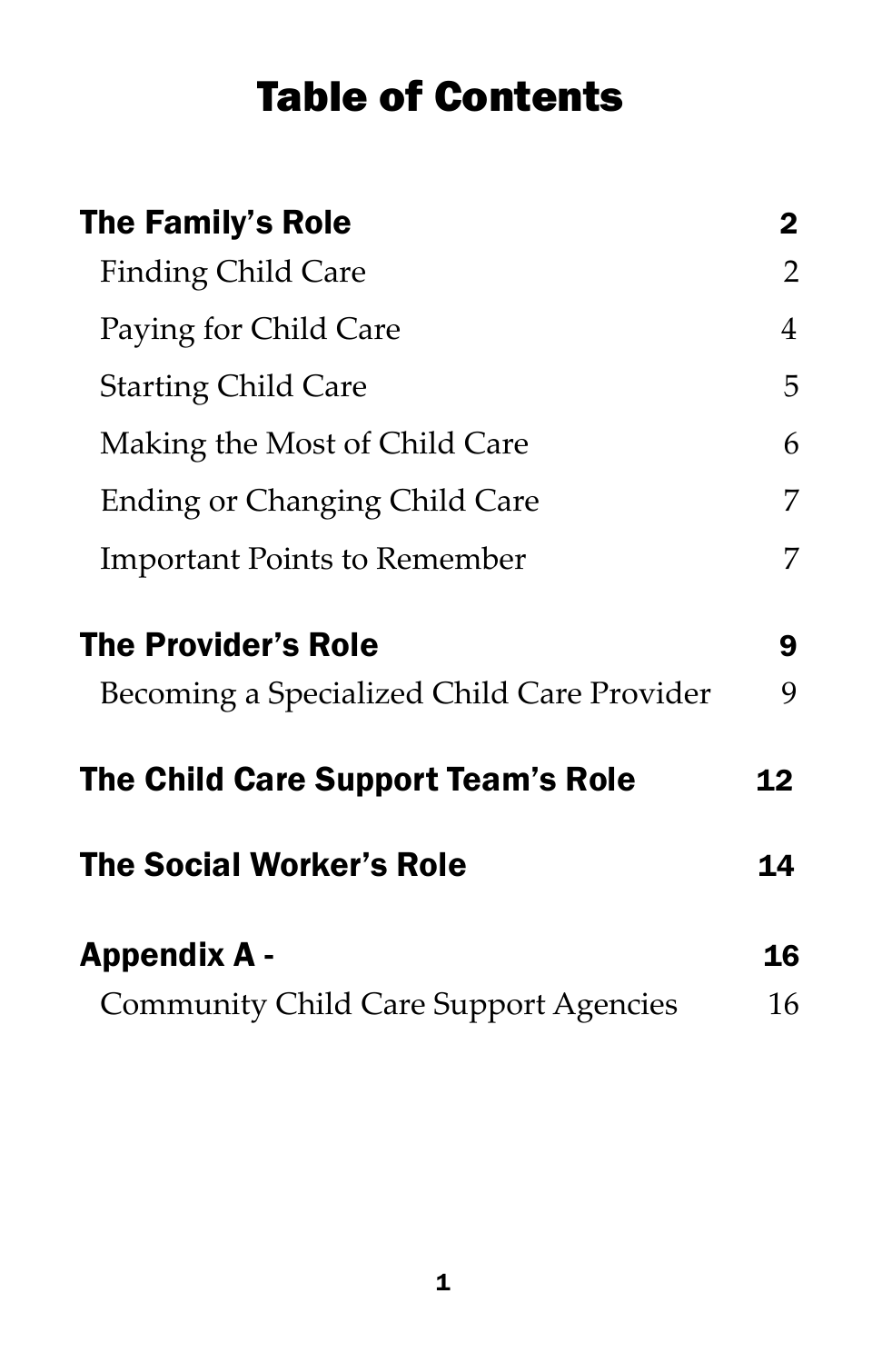# Table of Contents

| | |
|---|---|
| **The Family's Role** | **2** |
| Finding Child Care | 2 |
| Paying for Child Care | 4 |
| Starting Child Care | 5 |
| Making the Most of Child Care | 6 |
| Ending or Changing Child Care | 7 |
| Important Points to Remember | 7 |
| **The Provider's Role** | **9** |
| Becoming a Specialized Child Care Provider | 9 |
| **The Child Care Support Team's Role** | **12** |
| **The Social Worker's Role** | **14** |
| **Appendix A -** | **16** |
| Community Child Care Support Agencies | 16 |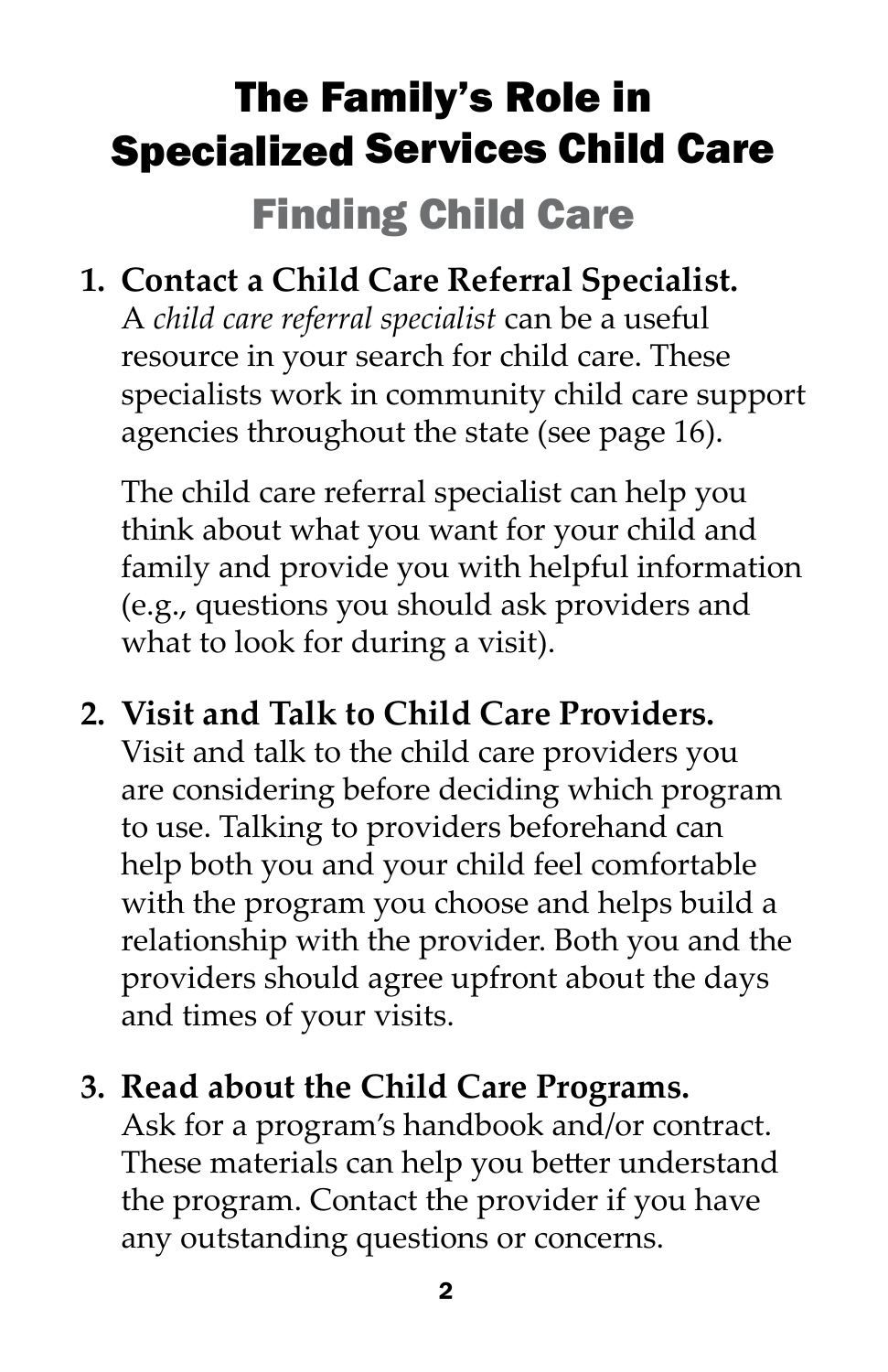# The Family's Role in Specialized Services Child Care

## Finding Child Care

1. **Contact a Child Care Referral Specialist.** A *child care referral specialist* can be a useful resource in your search for child care. These specialists work in community child care support agencies throughout the state (see page 16).

   The child care referral specialist can help you think about what you want for your child and family and provide you with helpful information (e.g., questions you should ask providers and what to look for during a visit).

2. **Visit and Talk to Child Care Providers.** Visit and talk to the child care providers you are considering before deciding which program to use. Talking to providers beforehand can help both you and your child feel comfortable with the program you choose and helps build a relationship with the provider. Both you and the providers should agree upfront about the days and times of your visits.

3. **Read about the Child Care Programs.** Ask for a program's handbook and/or contract. These materials can help you better understand the program. Contact the provider if you have any outstanding questions or concerns.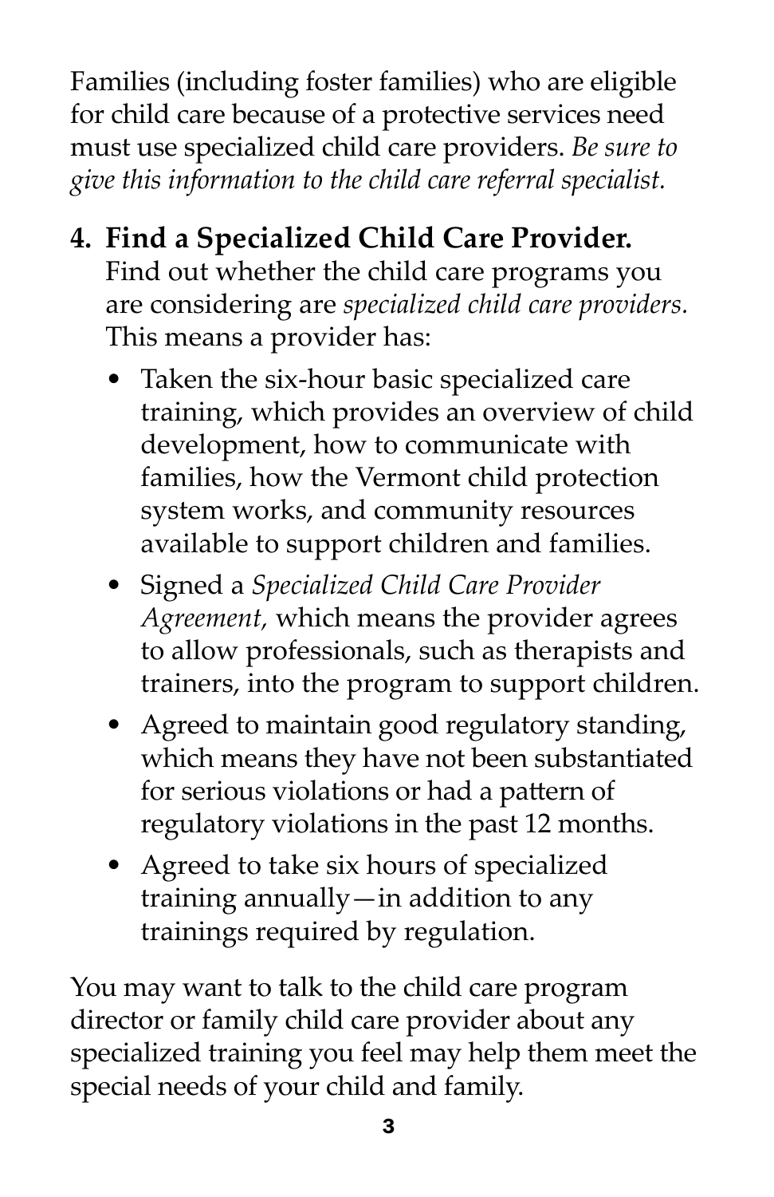Families (including foster families) who are eligible for child care because of a protective services need must use specialized child care providers. *Be sure to give this information to the child care referral specialist.*

4. **Find a Specialized Child Care Provider.** Find out whether the child care programs you are considering are *specialized child care providers.* This means a provider has:

   - Taken the six-hour basic specialized care training, which provides an overview of child development, how to communicate with families, how the Vermont child protection system works, and community resources available to support children and families.
   - Signed a *Specialized Child Care Provider Agreement,* which means the provider agrees to allow professionals, such as therapists and trainers, into the program to support children.
   - Agreed to maintain good regulatory standing, which means they have not been substantiated for serious violations or had a pattern of regulatory violations in the past 12 months.
   - Agreed to take six hours of specialized training annually—in addition to any trainings required by regulation.

You may want to talk to the child care program director or family child care provider about any specialized training you feel may help them meet the special needs of your child and family.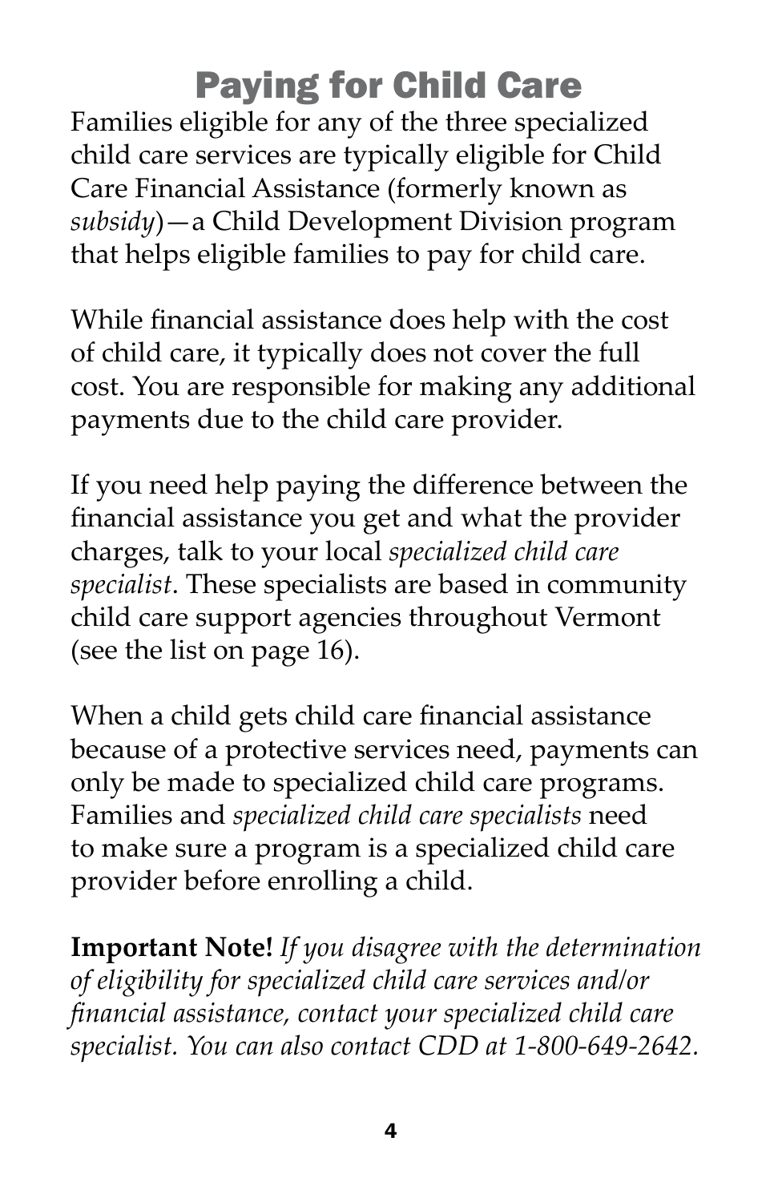# Paying for Child Care

Families eligible for any of the three specialized child care services are typically eligible for Child Care Financial Assistance (formerly known as *subsidy*)—a Child Development Division program that helps eligible families to pay for child care.

While financial assistance does help with the cost of child care, it typically does not cover the full cost. You are responsible for making any additional payments due to the child care provider.

If you need help paying the difference between the financial assistance you get and what the provider charges, talk to your local *specialized child care specialist*. These specialists are based in community child care support agencies throughout Vermont (see the list on page 16).

When a child gets child care financial assistance because of a protective services need, payments can only be made to specialized child care programs. Families and *specialized child care specialists* need to make sure a program is a specialized child care provider before enrolling a child.

**Important Note!** *If you disagree with the determination of eligibility for specialized child care services and/or financial assistance, contact your specialized child care specialist. You can also contact CDD at 1-800-649-2642.*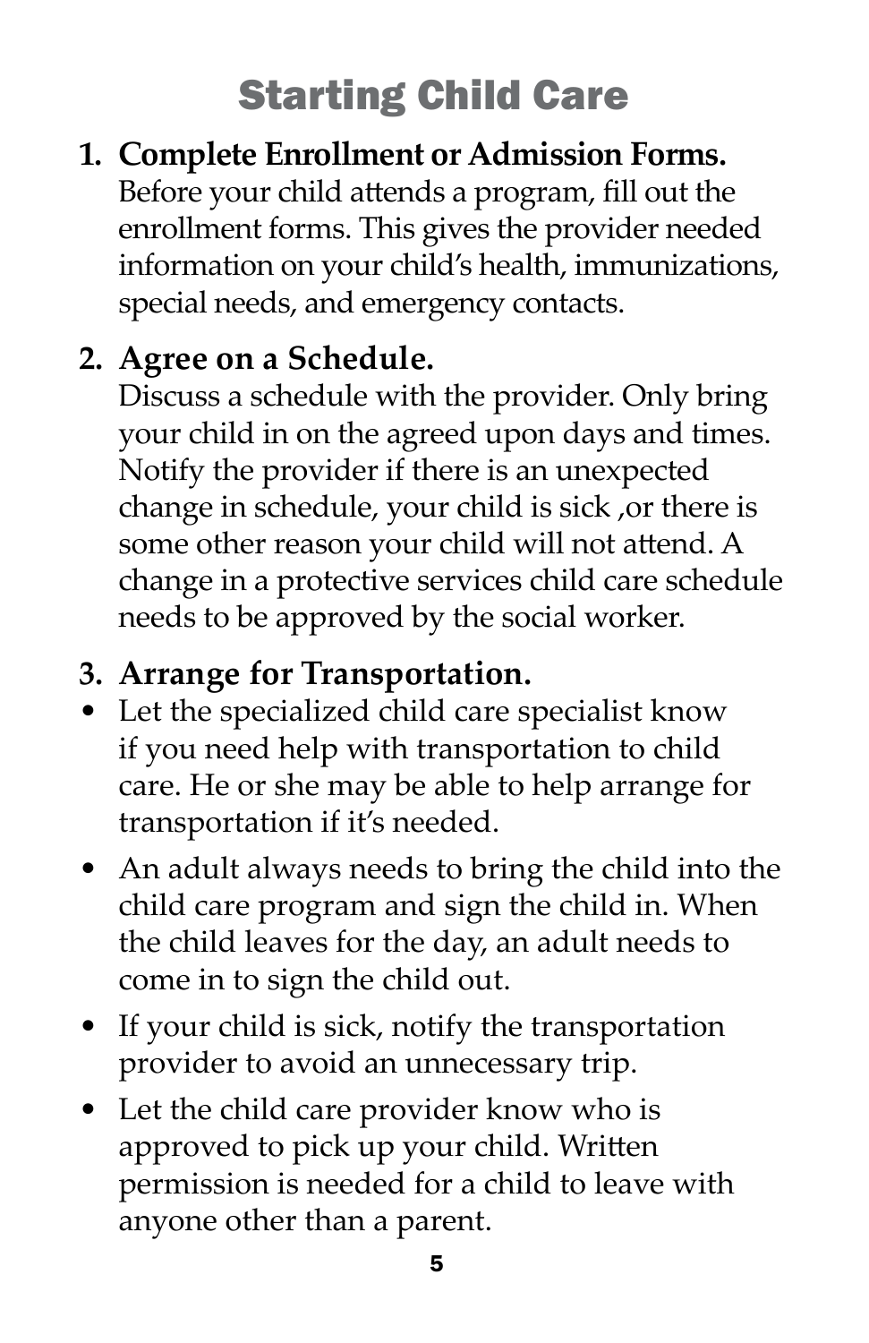# Starting Child Care

1. **Complete Enrollment or Admission Forms.**
   Before your child attends a program, fill out the enrollment forms. This gives the provider needed information on your child's health, immunizations, special needs, and emergency contacts.

2. **Agree on a Schedule.**
   Discuss a schedule with the provider. Only bring your child in on the agreed upon days and times. Notify the provider if there is an unexpected change in schedule, your child is sick ,or there is some other reason your child will not attend. A change in a protective services child care schedule needs to be approved by the social worker.

3. **Arrange for Transportation.**

- Let the specialized child care specialist know if you need help with transportation to child care. He or she may be able to help arrange for transportation if it's needed.
- An adult always needs to bring the child into the child care program and sign the child in. When the child leaves for the day, an adult needs to come in to sign the child out.
- If your child is sick, notify the transportation provider to avoid an unnecessary trip.
- Let the child care provider know who is approved to pick up your child. Written permission is needed for a child to leave with anyone other than a parent.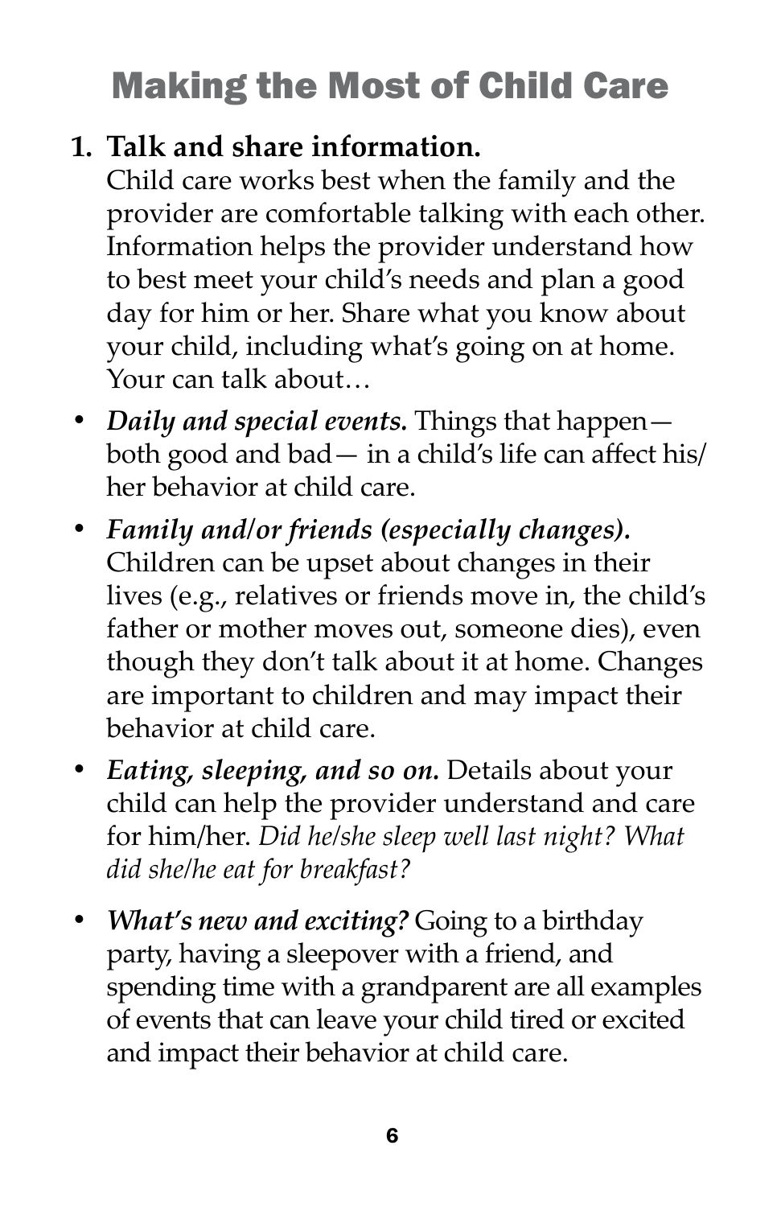# Making the Most of Child Care

1. **Talk and share information.**
   Child care works best when the family and the provider are comfortable talking with each other. Information helps the provider understand how to best meet your child's needs and plan a good day for him or her. Share what you know about your child, including what's going on at home. Your can talk about…

- ***Daily and special events.*** Things that happen—both good and bad— in a child's life can affect his/her behavior at child care.
- ***Family and/or friends (especially changes).*** Children can be upset about changes in their lives (e.g., relatives or friends move in, the child's father or mother moves out, someone dies), even though they don't talk about it at home. Changes are important to children and may impact their behavior at child care.
- ***Eating, sleeping, and so on.*** Details about your child can help the provider understand and care for him/her. *Did he/she sleep well last night? What did she/he eat for breakfast?*
- ***What's new and exciting?*** Going to a birthday party, having a sleepover with a friend, and spending time with a grandparent are all examples of events that can leave your child tired or excited and impact their behavior at child care.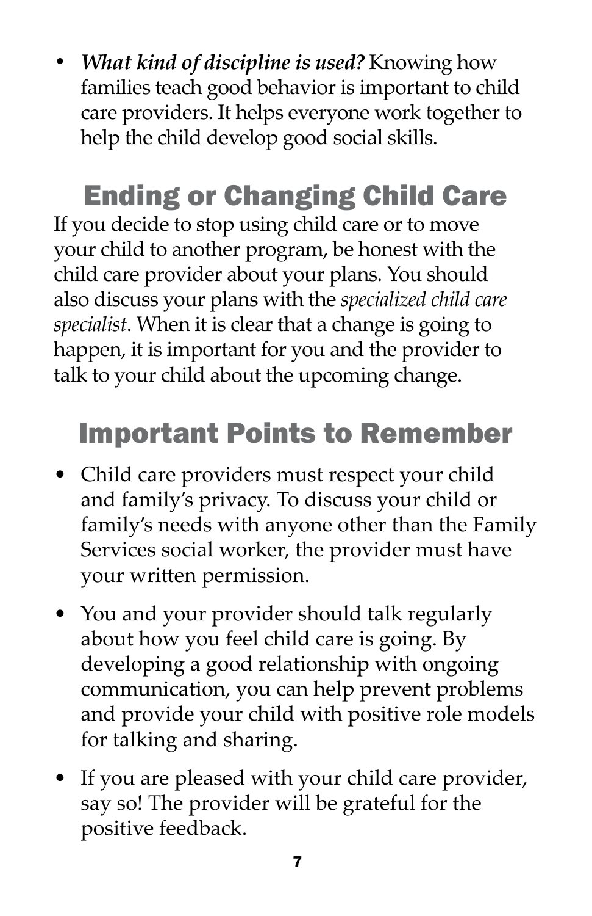- ***What kind of discipline is used?*** Knowing how families teach good behavior is important to child care providers. It helps everyone work together to help the child develop good social skills.

## Ending or Changing Child Care

If you decide to stop using child care or to move your child to another program, be honest with the child care provider about your plans. You should also discuss your plans with the *specialized child care specialist*. When it is clear that a change is going to happen, it is important for you and the provider to talk to your child about the upcoming change.

## Important Points to Remember

- Child care providers must respect your child and family's privacy. To discuss your child or family's needs with anyone other than the Family Services social worker, the provider must have your written permission.
- You and your provider should talk regularly about how you feel child care is going. By developing a good relationship with ongoing communication, you can help prevent problems and provide your child with positive role models for talking and sharing.
- If you are pleased with your child care provider, say so! The provider will be grateful for the positive feedback.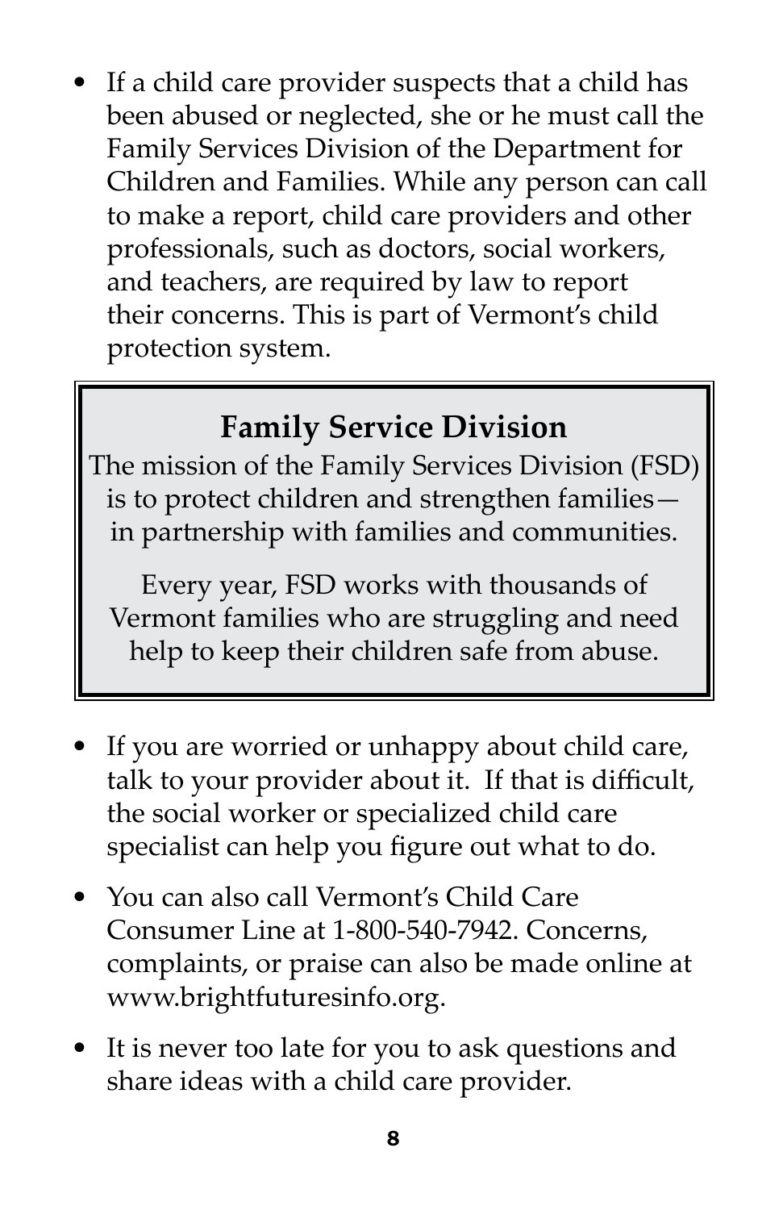- If a child care provider suspects that a child has been abused or neglected, she or he must call the Family Services Division of the Department for Children and Families. While any person can call to make a report, child care providers and other professionals, such as doctors, social workers, and teachers, are required by law to report their concerns. This is part of Vermont's child protection system.

## Family Service Division

The mission of the Family Services Division (FSD) is to protect children and strengthen families—in partnership with families and communities.

Every year, FSD works with thousands of Vermont families who are struggling and need help to keep their children safe from abuse.

- If you are worried or unhappy about child care, talk to your provider about it. If that is difficult, the social worker or specialized child care specialist can help you figure out what to do.

- You can also call Vermont's Child Care Consumer Line at 1-800-540-7942. Concerns, complaints, or praise can also be made online at www.brightfuturesinfo.org.

- It is never too late for you to ask questions and share ideas with a child care provider.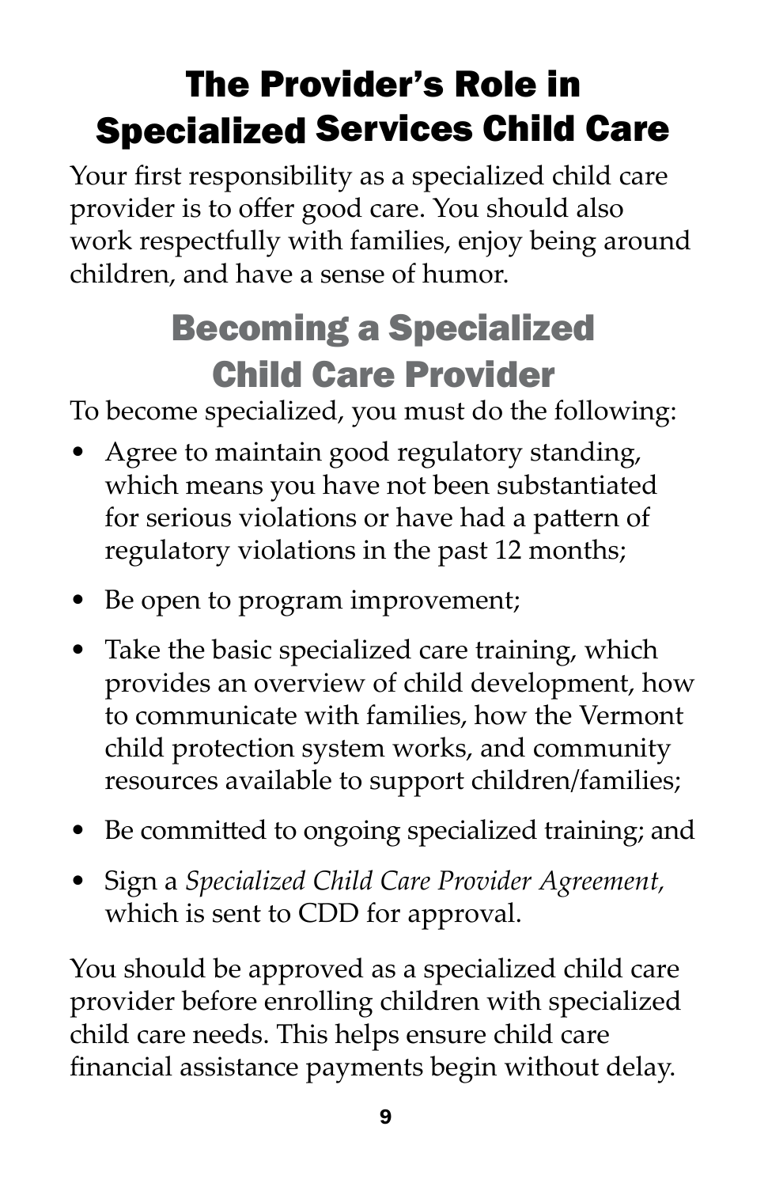# The Provider's Role in Specialized Services Child Care

Your first responsibility as a specialized child care provider is to offer good care. You should also work respectfully with families, enjoy being around children, and have a sense of humor.

## Becoming a Specialized Child Care Provider

To become specialized, you must do the following:

- Agree to maintain good regulatory standing, which means you have not been substantiated for serious violations or have had a pattern of regulatory violations in the past 12 months;
- Be open to program improvement;
- Take the basic specialized care training, which provides an overview of child development, how to communicate with families, how the Vermont child protection system works, and community resources available to support children/families;
- Be committed to ongoing specialized training; and
- Sign a *Specialized Child Care Provider Agreement,* which is sent to CDD for approval.

You should be approved as a specialized child care provider before enrolling children with specialized child care needs. This helps ensure child care financial assistance payments begin without delay.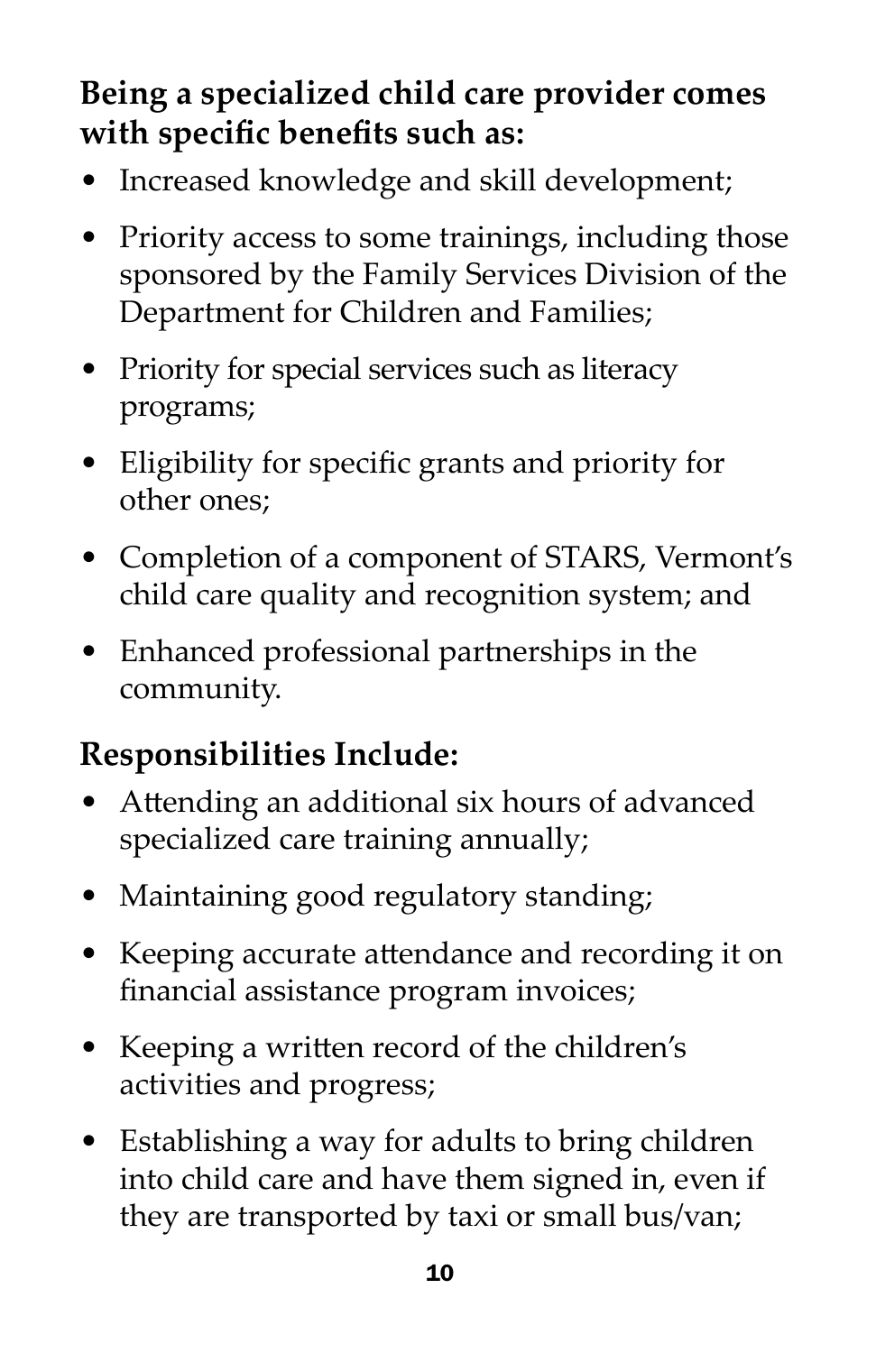**Being a specialized child care provider comes with specific benefits such as:**

- Increased knowledge and skill development;
- Priority access to some trainings, including those sponsored by the Family Services Division of the Department for Children and Families;
- Priority for special services such as literacy programs;
- Eligibility for specific grants and priority for other ones;
- Completion of a component of STARS, Vermont's child care quality and recognition system; and
- Enhanced professional partnerships in the community.

**Responsibilities Include:**

- Attending an additional six hours of advanced specialized care training annually;
- Maintaining good regulatory standing;
- Keeping accurate attendance and recording it on financial assistance program invoices;
- Keeping a written record of the children's activities and progress;
- Establishing a way for adults to bring children into child care and have them signed in, even if they are transported by taxi or small bus/van;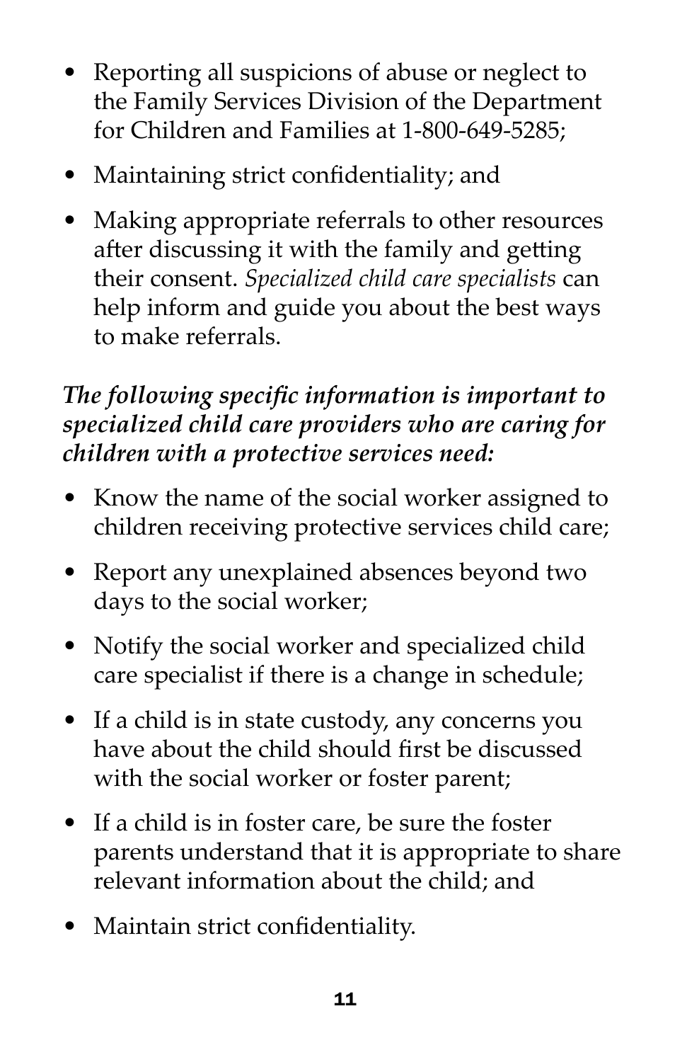- Reporting all suspicions of abuse or neglect to the Family Services Division of the Department for Children and Families at 1-800-649-5285;
- Maintaining strict confidentiality; and
- Making appropriate referrals to other resources after discussing it with the family and getting their consent. *Specialized child care specialists* can help inform and guide you about the best ways to make referrals.

***The following specific information is important to specialized child care providers who are caring for children with a protective services need:***

- Know the name of the social worker assigned to children receiving protective services child care;
- Report any unexplained absences beyond two days to the social worker;
- Notify the social worker and specialized child care specialist if there is a change in schedule;
- If a child is in state custody, any concerns you have about the child should first be discussed with the social worker or foster parent;
- If a child is in foster care, be sure the foster parents understand that it is appropriate to share relevant information about the child; and
- Maintain strict confidentiality.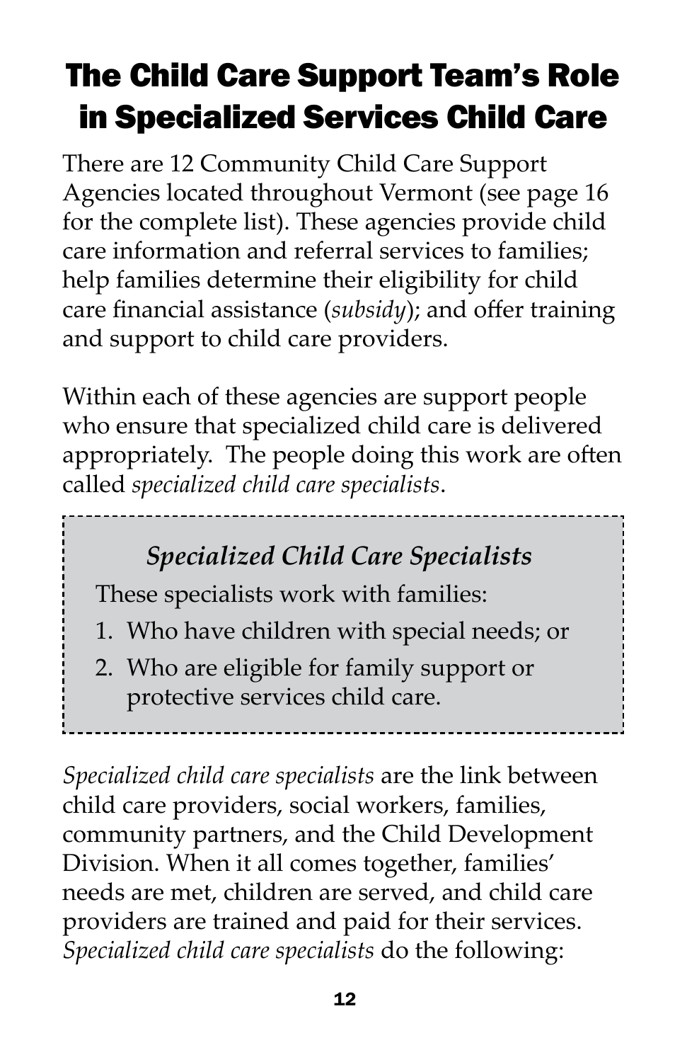# The Child Care Support Team's Role in Specialized Services Child Care

There are 12 Community Child Care Support Agencies located throughout Vermont (see page 16 for the complete list). These agencies provide child care information and referral services to families; help families determine their eligibility for child care financial assistance (*subsidy*); and offer training and support to child care providers.

Within each of these agencies are support people who ensure that specialized child care is delivered appropriately. The people doing this work are often called *specialized child care specialists*.

### *Specialized Child Care Specialists*

These specialists work with families:

1. Who have children with special needs; or
2. Who are eligible for family support or protective services child care.

*Specialized child care specialists* are the link between child care providers, social workers, families, community partners, and the Child Development Division. When it all comes together, families' needs are met, children are served, and child care providers are trained and paid for their services. *Specialized child care specialists* do the following: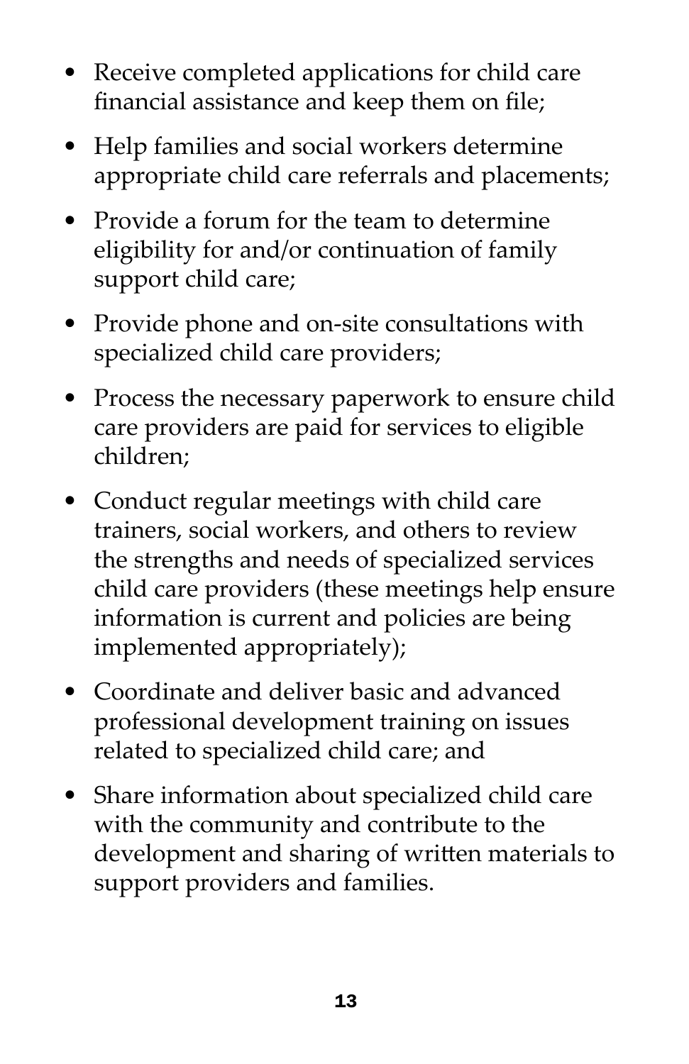- Receive completed applications for child care financial assistance and keep them on file;
- Help families and social workers determine appropriate child care referrals and placements;
- Provide a forum for the team to determine eligibility for and/or continuation of family support child care;
- Provide phone and on-site consultations with specialized child care providers;
- Process the necessary paperwork to ensure child care providers are paid for services to eligible children;
- Conduct regular meetings with child care trainers, social workers, and others to review the strengths and needs of specialized services child care providers (these meetings help ensure information is current and policies are being implemented appropriately);
- Coordinate and deliver basic and advanced professional development training on issues related to specialized child care; and
- Share information about specialized child care with the community and contribute to the development and sharing of written materials to support providers and families.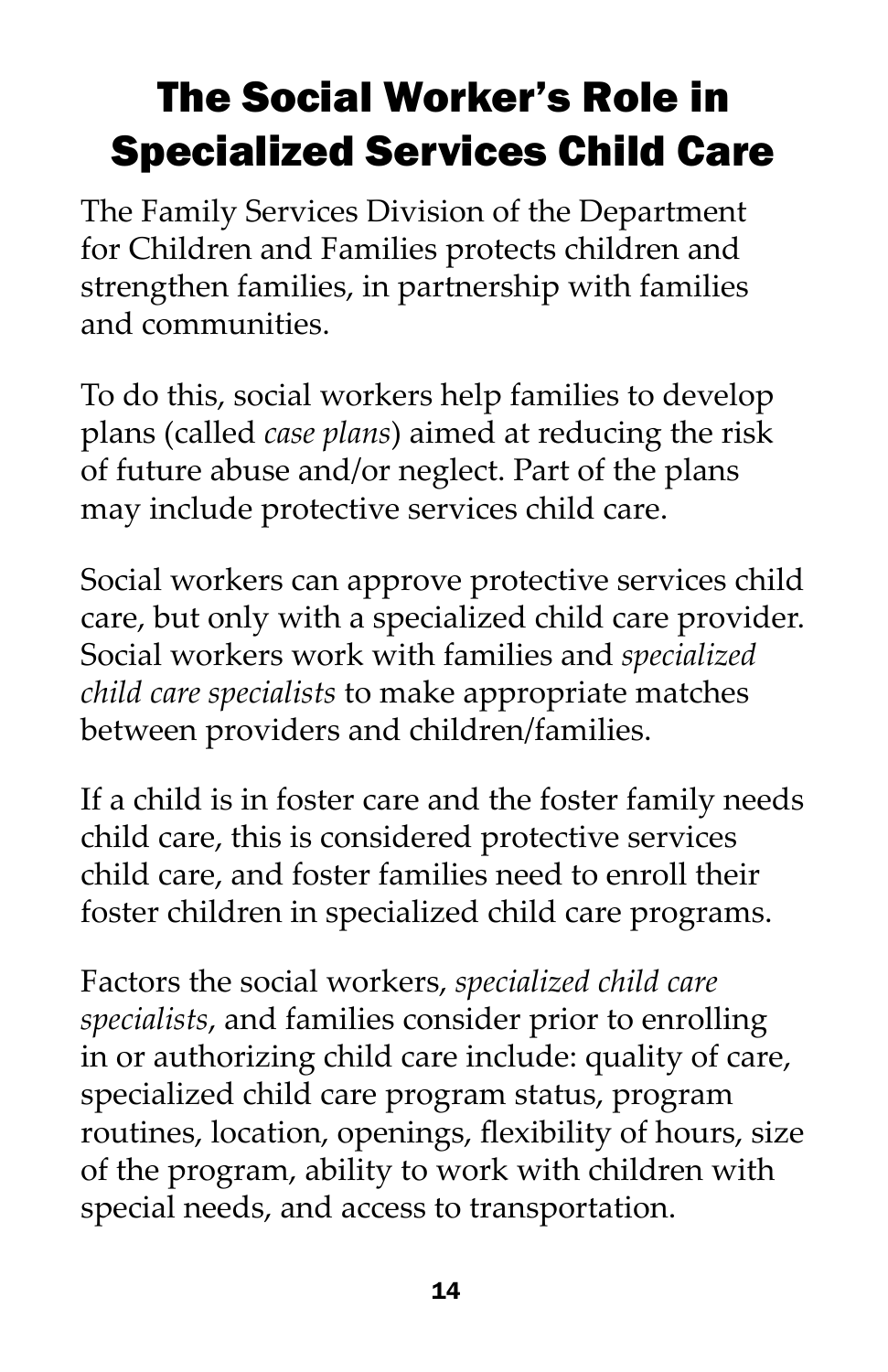# The Social Worker's Role in Specialized Services Child Care

The Family Services Division of the Department for Children and Families protects children and strengthen families, in partnership with families and communities.

To do this, social workers help families to develop plans (called *case plans*) aimed at reducing the risk of future abuse and/or neglect. Part of the plans may include protective services child care.

Social workers can approve protective services child care, but only with a specialized child care provider. Social workers work with families and *specialized child care specialists* to make appropriate matches between providers and children/families.

If a child is in foster care and the foster family needs child care, this is considered protective services child care, and foster families need to enroll their foster children in specialized child care programs.

Factors the social workers, *specialized child care specialists*, and families consider prior to enrolling in or authorizing child care include: quality of care, specialized child care program status, program routines, location, openings, flexibility of hours, size of the program, ability to work with children with special needs, and access to transportation.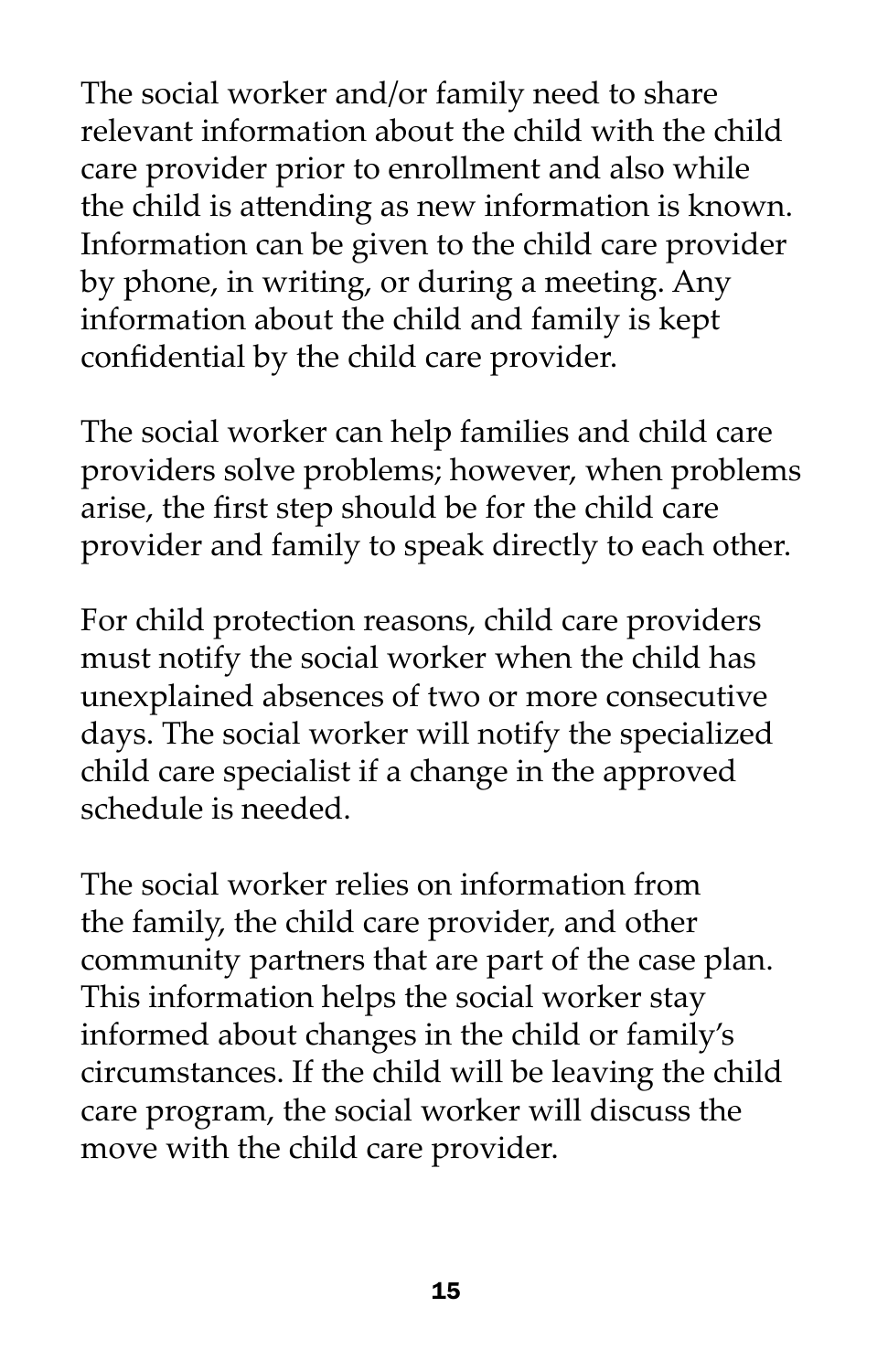The social worker and/or family need to share relevant information about the child with the child care provider prior to enrollment and also while the child is attending as new information is known. Information can be given to the child care provider by phone, in writing, or during a meeting. Any information about the child and family is kept confidential by the child care provider.

The social worker can help families and child care providers solve problems; however, when problems arise, the first step should be for the child care provider and family to speak directly to each other.

For child protection reasons, child care providers must notify the social worker when the child has unexplained absences of two or more consecutive days. The social worker will notify the specialized child care specialist if a change in the approved schedule is needed.

The social worker relies on information from the family, the child care provider, and other community partners that are part of the case plan. This information helps the social worker stay informed about changes in the child or family's circumstances. If the child will be leaving the child care program, the social worker will discuss the move with the child care provider.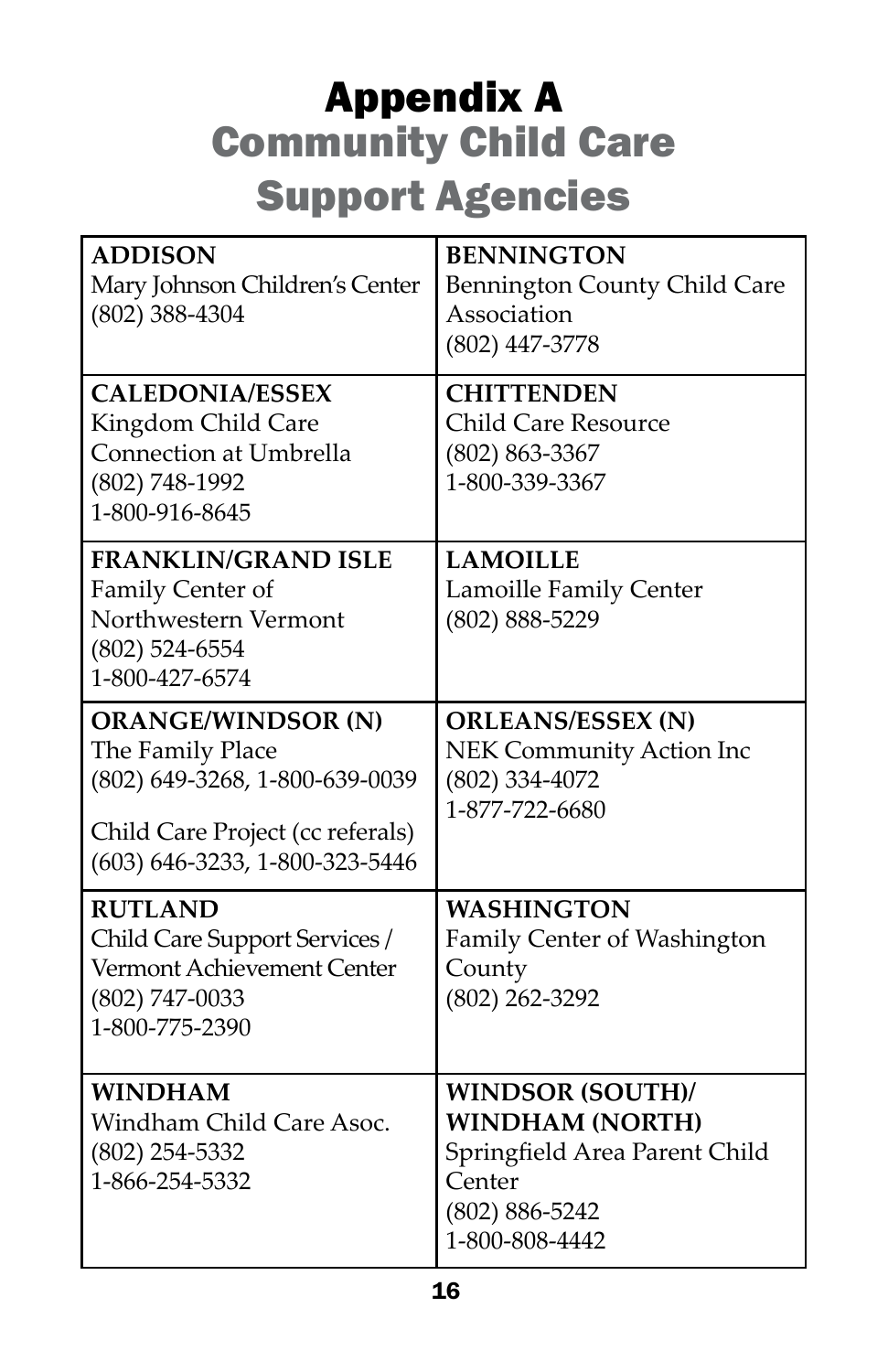# Appendix A
## Community Child Care Support Agencies

| | |
|---|---|
| **ADDISON**<br>Mary Johnson Children's Center<br>(802) 388-4304 | **BENNINGTON**<br>Bennington County Child Care Association<br>(802) 447-3778 |
| **CALEDONIA/ESSEX**<br>Kingdom Child Care Connection at Umbrella<br>(802) 748-1992<br>1-800-916-8645 | **CHITTENDEN**<br>Child Care Resource<br>(802) 863-3367<br>1-800-339-3367 |
| **FRANKLIN/GRAND ISLE**<br>Family Center of Northwestern Vermont<br>(802) 524-6554<br>1-800-427-6574 | **LAMOILLE**<br>Lamoille Family Center<br>(802) 888-5229 |
| **ORANGE/WINDSOR (N)**<br>The Family Place<br>(802) 649-3268, 1-800-639-0039<br><br>Child Care Project (cc referals)<br>(603) 646-3233, 1-800-323-5446 | **ORLEANS/ESSEX (N)**<br>NEK Community Action Inc<br>(802) 334-4072<br>1-877-722-6680 |
| **RUTLAND**<br>Child Care Support Services / Vermont Achievement Center<br>(802) 747-0033<br>1-800-775-2390 | **WASHINGTON**<br>Family Center of Washington County<br>(802) 262-3292 |
| **WINDHAM**<br>Windham Child Care Asoc.<br>(802) 254-5332<br>1-866-254-5332 | **WINDSOR (SOUTH)/ WINDHAM (NORTH)**<br>Springfield Area Parent Child Center<br>(802) 886-5242<br>1-800-808-4442 |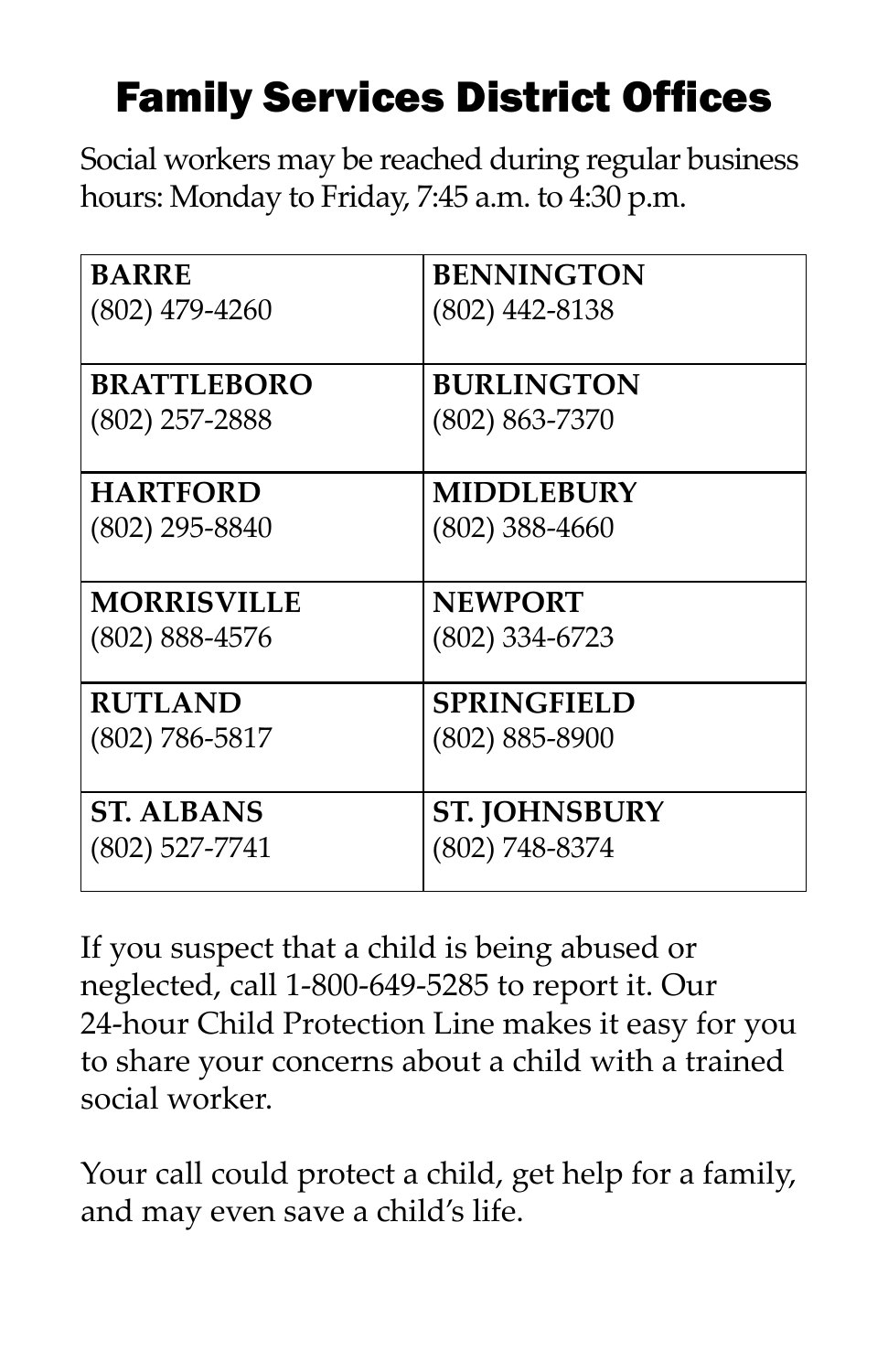# Family Services District Offices

Social workers may be reached during regular business hours: Monday to Friday, 7:45 a.m. to 4:30 p.m.

| | |
|---|---|
| **BARRE**<br>(802) 479-4260 | **BENNINGTON**<br>(802) 442-8138 |
| **BRATTLEBORO**<br>(802) 257-2888 | **BURLINGTON**<br>(802) 863-7370 |
| **HARTFORD**<br>(802) 295-8840 | **MIDDLEBURY**<br>(802) 388-4660 |
| **MORRISVILLE**<br>(802) 888-4576 | **NEWPORT**<br>(802) 334-6723 |
| **RUTLAND**<br>(802) 786-5817 | **SPRINGFIELD**<br>(802) 885-8900 |
| **ST. ALBANS**<br>(802) 527-7741 | **ST. JOHNSBURY**<br>(802) 748-8374 |

If you suspect that a child is being abused or neglected, call 1-800-649-5285 to report it. Our 24-hour Child Protection Line makes it easy for you to share your concerns about a child with a trained social worker.

Your call could protect a child, get help for a family, and may even save a child's life.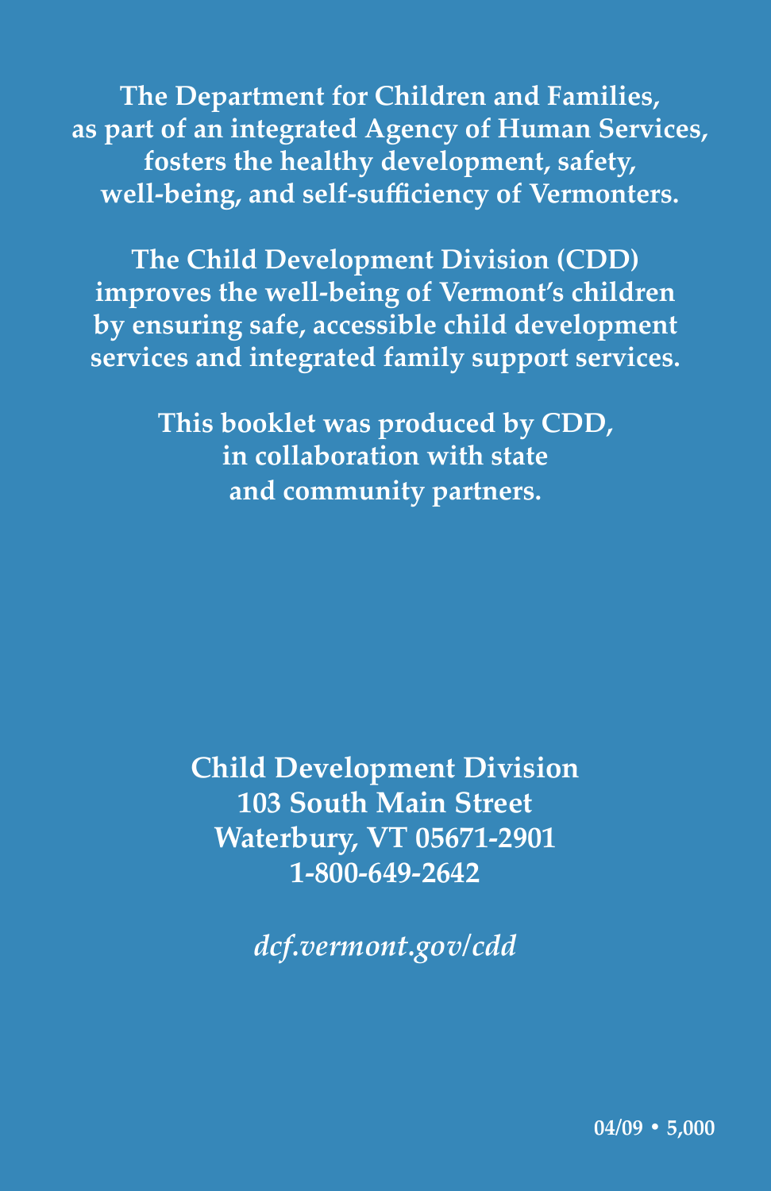**The Department for Children and Families, as part of an integrated Agency of Human Services, fosters the healthy development, safety, well-being, and self-sufficiency of Vermonters.**

**The Child Development Division (CDD) improves the well-being of Vermont's children by ensuring safe, accessible child development services and integrated family support services.**

**This booklet was produced by CDD, in collaboration with state and community partners.**

**Child Development Division**
**103 South Main Street**
**Waterbury, VT 05671-2901**
**1-800-649-2642**

***dcf.vermont.gov/cdd***

**04/09 • 5,000**